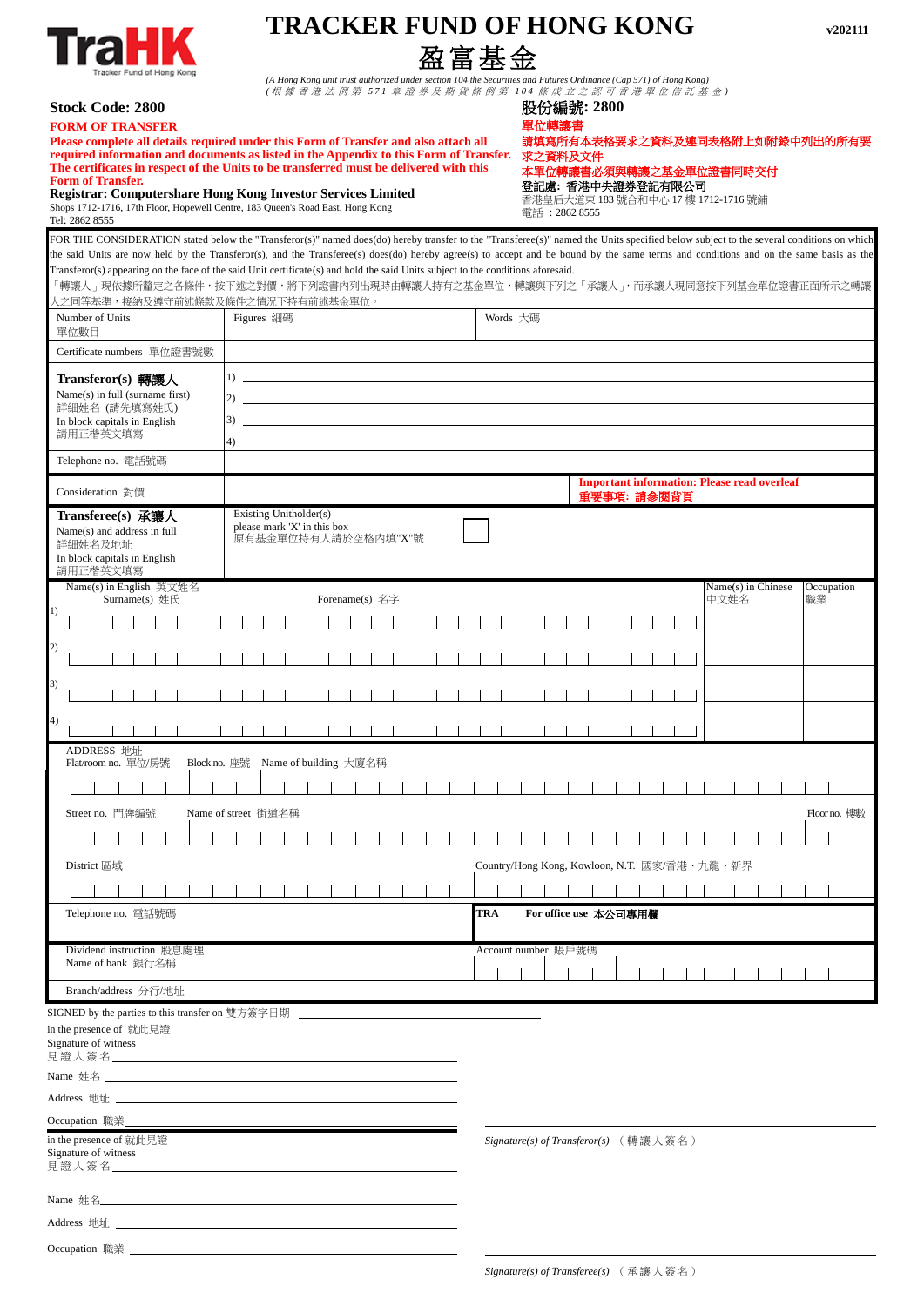TraHK
Tracker Fund of Hong Kong

# TRACKER FUND OF HONG KONG
# 盈富基金

v202111

*(A Hong Kong unit trust authorized under section 104 of the Securities and Futures Ordinance (Cap 571) of Hong Kong)*
*(根據香港法例第571章證券及期貨條例第104條成立之認可香港單位信託基金)*

**Stock Code: 2800**

**FORM OF TRANSFER**

**Please complete all details required under this Form of Transfer and also attach all required information and documents as listed in the Appendix to this Form of Transfer. The certificates in respect of the Units to be transferred must be delivered with this Form of Transfer.**

**Registrar: Computershare Hong Kong Investor Services Limited**
Shops 1712-1716, 17th Floor, Hopewell Centre, 183 Queen's Road East, Hong Kong
Tel: 2862 8555

**股份編號: 2800**

**單位轉讓書**

**請填寫所有本表格要求之資料及連同表格附上如附錄中列出的所有要求之資料及文件**

**本單位轉讓書必須與轉讓之基金單位證書同時交付**

**登記處: 香港中央證券登記有限公司**
香港皇后大道東183號合和中心17樓1712-1716號鋪
電話：2862 8555

FOR THE CONSIDERATION stated below the "Transferor(s)" named does(do) hereby transfer to the "Transferee(s)" named the Units specified below subject to the several conditions on which the said Units are now held by the Transferor(s), and the Transferee(s) does(do) hereby agree(s) to accept and be bound by the same terms and conditions and on the same basis as the Transferor(s) appearing on the face of the said Unit certificate(s) and hold the said Units subject to the conditions aforesaid.

「轉讓人」現依據所釐定之各條件，按下述之對價，將下列證書內列出現時由轉讓人持有之基金單位，轉讓與下列之「承讓人」，而承讓人現同意按下列基金單位證書正面所示之轉讓人之同等基準，接納及遵守前述條款及條件之情況下持有前述基金單位。

| | | |
|---|---|---|
| Number of Units 單位數目 | Figures 細碼 | Words 大碼 |
| Certificate numbers 單位證書號數 | | |
| **Transferor(s) 轉讓人** Name(s) in full (surname first) 詳細姓名 (請先填寫姓氏) In block capitals in English 請用正楷英文填寫 | 1) ______ 2) ______ 3) ______ 4) | |
| Telephone no. 電話號碼 | | |
| Consideration 對價 | | **Important information: Please read overleaf 重要事項: 請參閱背頁** |
| **Transferee(s) 承讓人** Name(s) and address in full 詳細姓名及地址 In block capitals in English 請用正楷英文填寫 | Existing Unitholder(s) please mark 'X' in this box 原有基金單位持有人請於空格內填"X"號 ☐ | |

| Name(s) in English 英文姓名 Surname(s) 姓氏 | Forename(s) 名字 | Name(s) in Chinese 中文姓名 | Occupation 職業 |
|---|---|---|---|
| 1) | | | |
| 2) | | | |
| 3) | | | |
| 4) | | | |

ADDRESS 地址

| | | | |
|---|---|---|---|
| Flat/room no. 單位/房號 | Block no. 座號 | Name of building 大廈名稱 | |
| Street no. 門牌編號 | Name of street 街道名稱 | | Floor no. 樓數 |
| District 區域 | | Country/Hong Kong, Kowloon, N.T. 國家/香港、九龍、新界 | |

| | |
|---|---|
| Telephone no. 電話號碼 | **TRA For office use 本公司專用欄** |
| Dividend instruction 股息處理 Name of bank 銀行名稱 | Account number 賬戶號碼 |
| Branch/address 分行/地址 | |

SIGNED by the parties to this transfer on 雙方簽字日期 ______________________

in the presence of 就此見證
Signature of witness
見證人簽名 ______________________

Name 姓名 ______________________

Address 地址 ______________________

Occupation 職業 ______________________

______________________
*Signature(s) of Transferor(s)* （轉讓人簽名）

in the presence of 就此見證
Signature of witness
見證人簽名 ______________________

Name 姓名 ______________________

Address 地址 ______________________

Occupation 職業 ______________________

______________________
*Signature(s) of Transferee(s)* （承讓人簽名）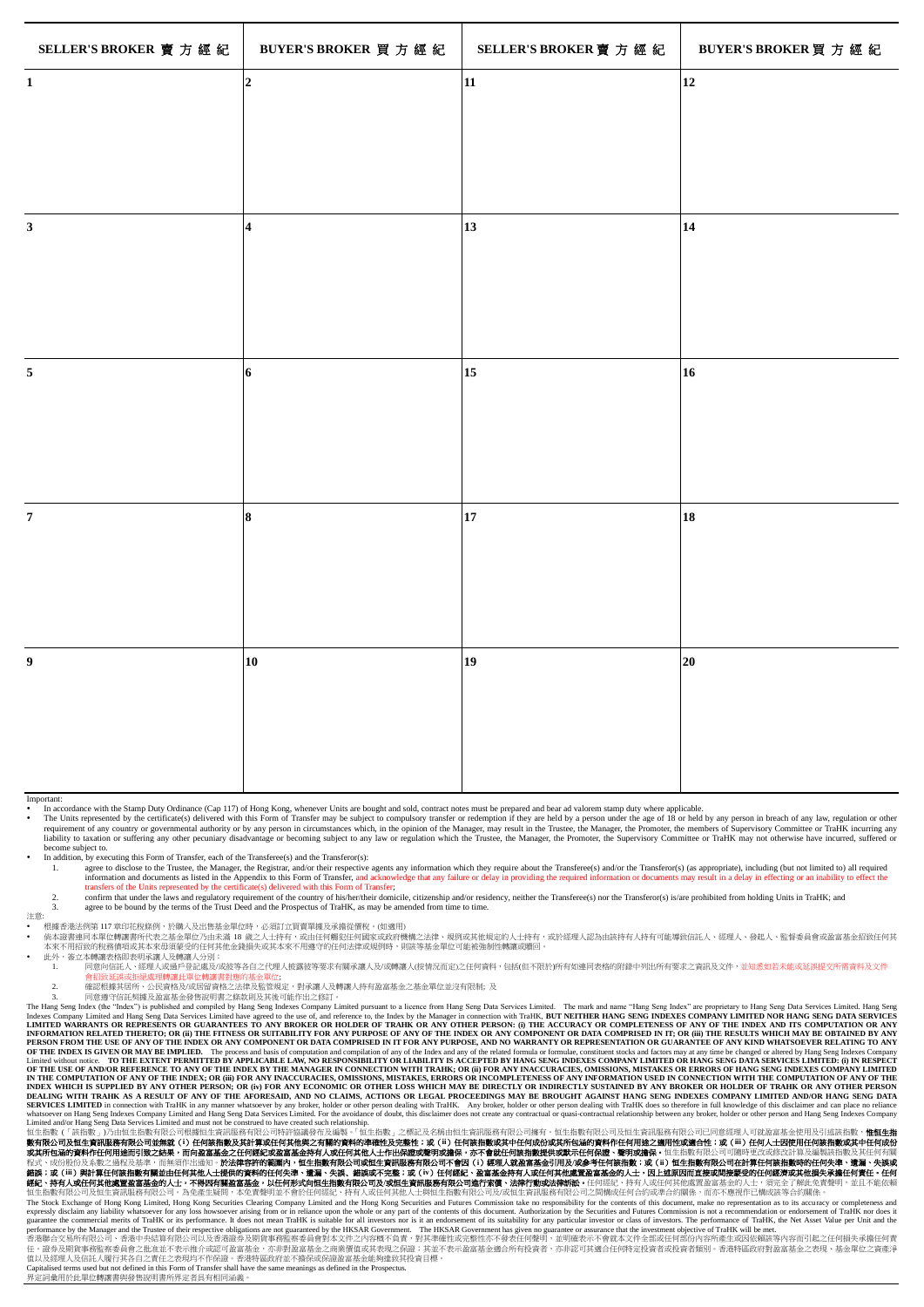| SELLER'S BROKER 賣 方 經 紀 | BUYER'S BROKER 買 方 經 紀 | SELLER'S BROKER 賣 方 經 紀 | BUYER'S BROKER 買 方 經 紀 |
|---|---|---|---|
| 1 | 2 | 11 | 12 |
| 3 | 4 | 13 | 14 |
| 5 | 6 | 15 | 16 |
| 7 | 8 | 17 | 18 |
| 9 | 10 | 19 | 20 |

Important:

- In accordance with the Stamp Duty Ordinance (Cap 117) of Hong Kong, whenever Units are bought and sold, contract notes must be prepared and bear ad valorem stamp duty where applicable.
- The Units represented by the certificate(s) delivered with this Form of Transfer may be subject to compulsory transfer or redemption if they are held by a person under the age of 18 or held by any person in breach of any law, regulation or other requirement of any country or governmental authority or by any person in circumstances which, in the opinion of the Manager, may result in the Trustee, the Manager, the Promoter, the members of Supervisory Committee or TraHK incurring any liability to taxation or suffering any other pecuniary disadvantage or becoming subject to any law or regulation which the Trustee, the Manager, the Promoter, the Supervisory Committee or TraHK may not otherwise have incurred, suffered or become subject to.
- In addition, by executing this Form of Transfer, each of the Transferee(s) and the Transferor(s):
  1. agree to disclose to the Trustee, the Manager, the Registrar, and/or their respective agents any information which they require about the Transferee(s) and/or the Transferor(s) (as appropriate), including (but not limited to) all required information and documents as listed in the Appendix to this Form of Transfer, and acknowledge that any failure or delay in providing the required information or documents may result in a delay in effecting or an inability to effect the transfers of the Units represented by the certificate(s) delivered with this Form of Transfer;
  2. confirm that under the laws and regulatory requirement of the country of his/her/their domicile, citizenship and/or residency, neither the Transferee(s) nor the Transferor(s) is/are prohibited from holding Units in TraHK; and
  3. agree to be bound by the terms of the Trust Deed and the Prospectus of TraHK, as may be amended from time to time.

注意:

- 根據香港法例第 117 章印花稅條例，於購入及出售基金單位時，必須訂立買賣單據及承擔從價稅。(如適用)
- 倘本證書連同本單位轉讓書所代表之基金單位乃由未滿 18 歲之人士持有，或由任何觸犯任何國家或政府機構之法律、規例或其他規定的人士持有，或於經理人認為由該持有人持有可能導致信託人、經理人、發起人、監督委員會或盈富基金招致任何其本來不用招致的稅務債項或其本來毋須蒙受的任何其他金錢損失或其本來不用遵守的任何法律或規例時，則該等基金單位可能被強制性轉讓或贖回。
- 此外，簽立本轉讓表格即表明承讓人及轉讓人分別：
  1. 同意向信託人、經理人或過戶登記處及/或彼等各自之代理人披露彼等要求有關承讓人及/或轉讓人(按情況而定)之任何資料，包括(但不限於)所有如連同表格的附錄中列出所有要求之資料及文件，並知悉如若未能或延誤提交所需資料及文件會延誤或無法處理轉讓此單位轉讓書對應的基金單位;
  2. 確認根據其居所、公民資格及/或居留資格之法律及監管規定，對承讓人及轉讓人持有盈富基金之基金單位並沒有限制; 及
  3. 同意遵守信託契據及盈富基金發售說明書之條款(經及其後可能作出之修訂。

The Hang Seng Index (the "Index") is published and compiled by Hang Seng Indexes Company Limited pursuant to a licence from Hang Seng Data Services Limited. The mark and name "Hang Seng Index" are proprietary to Hang Seng Data Services Limited. Hang Seng Indexes Company Limited and Hang Seng Data Services Limited have agreed to the use of, and reference to, the Index by the Manager in connection with TraHK, **BUT NEITHER HANG SENG INDEXES COMPANY LIMITED NOR HANG SENG DATA SERVICES LIMITED WARRANTS OR REPRESENTS OR GUARANTEES TO ANY BROKER OR HOLDER OF TRAHK OR ANY OTHER PERSON: (i) THE ACCURACY OR COMPLETENESS OF ANY OF THE INDEX AND ITS COMPUTATION OR ANY INFORMATION RELATED THERETO; OR (ii) THE FITNESS OR SUITABILITY FOR ANY PURPOSE OF ANY OF THE INDEX OR ANY COMPONENT OR DATA COMPRISED IN IT; OR (iii) THE RESULTS WHICH MAY BE OBTAINED BY ANY PERSON FROM THE USE OF ANY OF THE INDEX OR ANY COMPONENT OR DATA COMPRISED IN IT FOR ANY PURPOSE, AND NO WARRANTY OR REPRESENTATION OR GUARANTEE OF ANY KIND WHATSOEVER RELATING TO ANY OF THE INDEX IS GIVEN OR MAY BE IMPLIED.** The process and basis of computation and compilation of any of the Index and any of the related formula or formulae, constituent stocks and factors may at any time be changed or altered by Hang Seng Indexes Company Limited without notice. **TO THE EXTENT PERMITTED BY APPLICABLE LAW, NO RESPONSIBILITY OR LIABILITY IS ACCEPTED BY HANG SENG INDEXES COMPANY LIMITED OR HANG SENG DATA SERVICES LIMITED: (i) IN RESPECT OF THE USE OF AND/OR REFERENCE TO ANY OF THE INDEX BY THE MANAGER IN CONNECTION WITH TRAHK; OR (ii) FOR ANY INACCURACIES, OMISSIONS, MISTAKES OR ERRORS OF HANG SENG INDEXES COMPANY LIMITED IN THE COMPUTATION OF ANY OF THE INDEX; OR (iii) FOR ANY INACCURACIES, OMISSIONS, MISTAKES, ERRORS OR INCOMPLETENESS OF ANY INFORMATION USED IN CONNECTION WITH THE COMPUTATION OF ANY OF THE INDEX WHICH IS SUPPLIED BY ANY OTHER PERSON; OR (iv) FOR ANY ECONOMIC OR OTHER LOSS WHICH MAY BE DIRECTLY OR INDIRECTLY SUSTAINED BY ANY BROKER OR HOLDER OF TRAHK OR ANY OTHER PERSON DEALING WITH TRAHK AS A RESULT OF ANY OF THE AFORESAID, AND NO CLAIMS, ACTIONS OR LEGAL PROCEEDINGS MAY BE BROUGHT AGAINST HANG SENG INDEXES COMPANY LIMITED AND/OR HANG SENG DATA SERVICES LIMITED** in connection with TraHK in any manner whatsoever by any broker, holder or other person dealing with TraHK. Any broker, holder or other person dealing with TraHK does so therefore in full knowledge of this disclaimer and can place no reliance whatsoever on Hang Seng Indexes Company Limited and Hang Seng Data Services Limited. For the avoidance of doubt, this disclaimer does not create any contractual or quasi-contractual relationship between any broker, holder or other person and Hang Seng Indexes Company Limited and/or Hang Seng Data Services Limited and must not be construed to have created such relationship.

恒生指數（「該指數」)乃由恒生指數有限公司根據恒生資訊服務有限公司特許協議發布及編製。「恒生指數」之標記及名稱由恒生資訊服務有限公司擁有。恒生指數有限公司及恒生資訊服務有限公司已同意經理人可就盈富基金使用及引述該指數，**惟恒生指數有限公司及恒生資訊服務有限公司並無就（i）任何該指數及其計算或任何其他與之有關的資料的準確性及完整性；或（ii）任何該指數或其中任何成份或其所包涵的資料作任何用途之適用性或適合性；或（iii）任何人士因使用任何該指數或其中任何成份或其所包涵的資料作任何用途而引致之結果，而向盈富基金之任何經紀或盈富基金持有人或任何其他人士作出保證或聲明或擔保，亦不會就任何該指數提供或默示任何保證、聲明或擔保。**恒生指數有限公司可隨時更改或修改計算及編製該指數及其任何有關程式、成份股份及系數之過程及基準，而無須作出通知。**於法律容許的範圍內，恒生指數有限公司或恒生資訊服務有限公司不會因（i）經理人就盈富基金引用及/或參考任何該指數；或（ii）恒生指數有限公司在計算任何該指數時的任何失準、遺漏、失誤或錯誤；或（iii）與計算任何該指數有關並由任何其他人士提供的資料的任何失準、遺漏、失誤、錯誤或不完整；或（iv）任何經紀、盈富基金持有人或任何其他處置盈富基金的人士，因上述原因而直接或間接蒙受的任何經濟或其他損失承擔任何責任。任何經紀、持有人或任何其他處置盈富基金的人士，不得因有關盈富基金，以任何形式向恒生指數有限公司及/或恒生資訊服務有限公司進行索償、法律行動或法律訴訟。**任何經紀、持有人或任何其他處置盈富基金的人士，須完全了解此免責聲明，並且不能依賴恒生指數有限公司及恒生資訊服務有限公司。為免產生疑問，本免責聲明並不會於任何經紀、持有人或任何其他人士與恒生指數有限公司及/或恒生資訊服務有限公司之間構成任何合約或準合約關係，而亦不應視作已構成該等合約關係。

The Stock Exchange of Hong Kong Limited, Hong Kong Securities Clearing Company Limited and the Hong Kong Securities and Futures Commission take no responsibility for the contents of this document, make no representation as to its accuracy or completeness and expressly disclaim any liability whatsoever for any loss howsoever arising from or in reliance upon the whole or any part of the contents of this document. Authorization by the Securities and Futures Commission is not a recommendation or endorsement of TraHK nor does it guarantee the commercial merits of TraHK or its performance. It does not mean TraHK is suitable for all investors nor is it an endorsement of its suitability for any particular investor or class of investors. The performance of TraHK, the Net Asset Value per Unit and the performance by the Manager and the Trustee of their respective obligations are not guaranteed by the HKSAR Government. The HKSAR Government has given no guarantee or assurance that the investment objective of TraHK will be met.

香港聯合交易所有限公司、香港中央結算有限公司以及香港證券及期貨事務監察委員會對本文件之內容概不負責，對其準確性或完整性亦不發表任何聲明，並明確表示不會就本文件全部或任何部份內容而產生或因依賴該等內容而引起之任何損失承擔任何責任。證券及期貨事務監察委員會之批准並不表示推介或認可盈富基金，亦非對盈富基金之商業價值或其表現之保證；其並不表示盈富基金適合所有投資者，亦非認可其適合任何特定投資者或投資者類別。香港特區政府對盈富基金之表現、基金單位之資產淨值以及經理人及信託人履行其各自之責任之表現均不作保證。香港特區政府並不擔保或保證盈富基金能夠達致其投資目標。

Capitalised terms used but not defined in this Form of Transfer shall have the same meanings as defined in the Prospectus.

界定詞彙用於此單位轉讓書與發售說明書所界定者具有相同涵義。